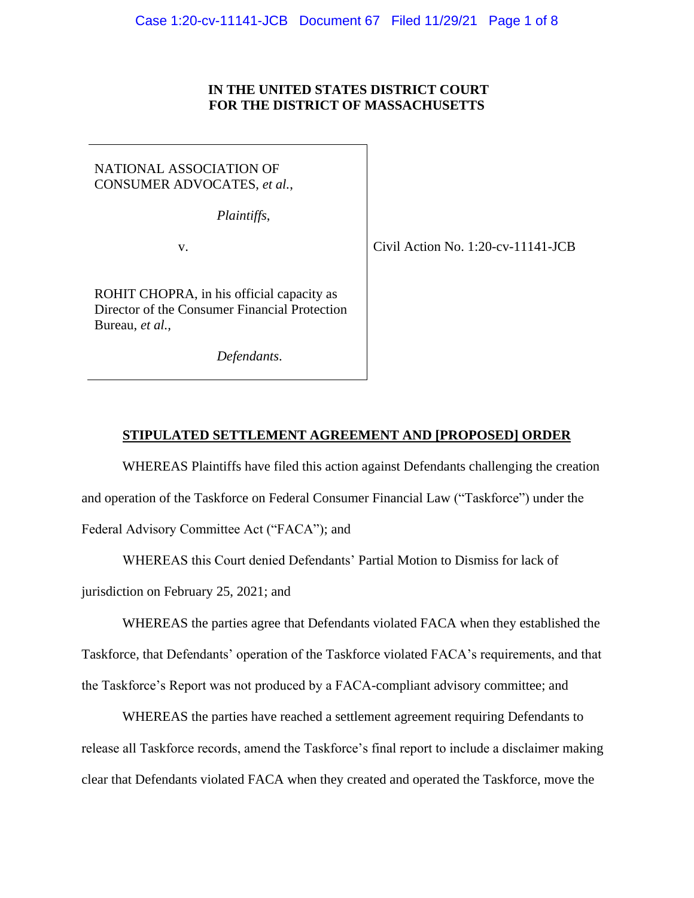**IN THE UNITED STATES DISTRICT COURT**
**FOR THE DISTRICT OF MASSACHUSETTS**

| | |
|---|---|
| NATIONAL ASSOCIATION OF CONSUMER ADVOCATES, *et al.*,<br><br>*Plaintiffs*,<br><br>v.<br><br>ROHIT CHOPRA, in his official capacity as Director of the Consumer Financial Protection Bureau, *et al.*,<br><br>*Defendants*. | Civil Action No. 1:20-cv-11141-JCB |

**STIPULATED SETTLEMENT AGREEMENT AND [PROPOSED] ORDER**

WHEREAS Plaintiffs have filed this action against Defendants challenging the creation and operation of the Taskforce on Federal Consumer Financial Law ("Taskforce") under the Federal Advisory Committee Act ("FACA"); and

WHEREAS this Court denied Defendants' Partial Motion to Dismiss for lack of jurisdiction on February 25, 2021; and

WHEREAS the parties agree that Defendants violated FACA when they established the Taskforce, that Defendants' operation of the Taskforce violated FACA's requirements, and that the Taskforce's Report was not produced by a FACA-compliant advisory committee; and

WHEREAS the parties have reached a settlement agreement requiring Defendants to release all Taskforce records, amend the Taskforce's final report to include a disclaimer making clear that Defendants violated FACA when they created and operated the Taskforce, move the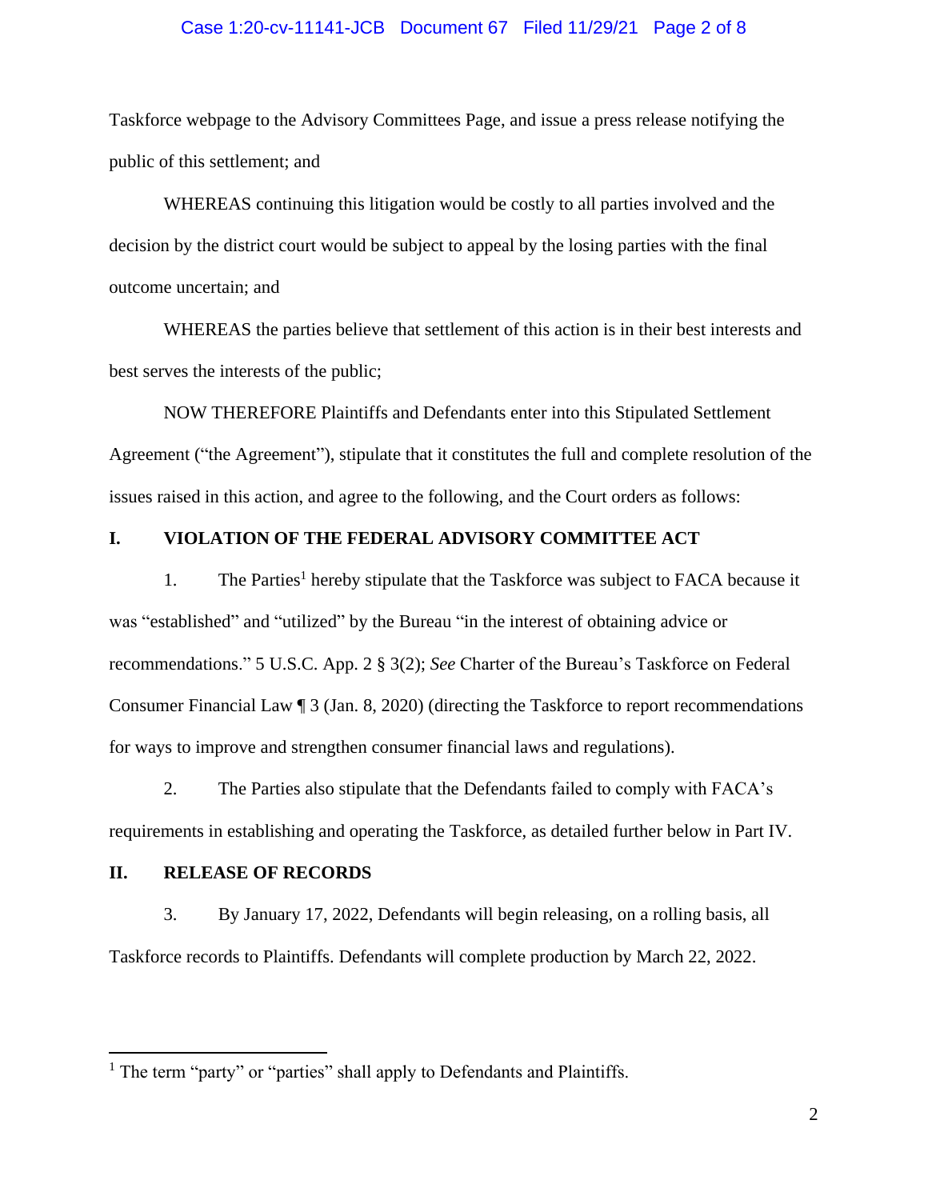Taskforce webpage to the Advisory Committees Page, and issue a press release notifying the public of this settlement; and

WHEREAS continuing this litigation would be costly to all parties involved and the decision by the district court would be subject to appeal by the losing parties with the final outcome uncertain; and

WHEREAS the parties believe that settlement of this action is in their best interests and best serves the interests of the public;

NOW THEREFORE Plaintiffs and Defendants enter into this Stipulated Settlement Agreement ("the Agreement"), stipulate that it constitutes the full and complete resolution of the issues raised in this action, and agree to the following, and the Court orders as follows:

## I. VIOLATION OF THE FEDERAL ADVISORY COMMITTEE ACT

1. The Parties[1] hereby stipulate that the Taskforce was subject to FACA because it was "established" and "utilized" by the Bureau "in the interest of obtaining advice or recommendations." 5 U.S.C. App. 2 § 3(2); *See* Charter of the Bureau's Taskforce on Federal Consumer Financial Law ¶ 3 (Jan. 8, 2020) (directing the Taskforce to report recommendations for ways to improve and strengthen consumer financial laws and regulations).

2. The Parties also stipulate that the Defendants failed to comply with FACA's requirements in establishing and operating the Taskforce, as detailed further below in Part IV.

## II. RELEASE OF RECORDS

3. By January 17, 2022, Defendants will begin releasing, on a rolling basis, all Taskforce records to Plaintiffs. Defendants will complete production by March 22, 2022.

---

[1] The term "party" or "parties" shall apply to Defendants and Plaintiffs.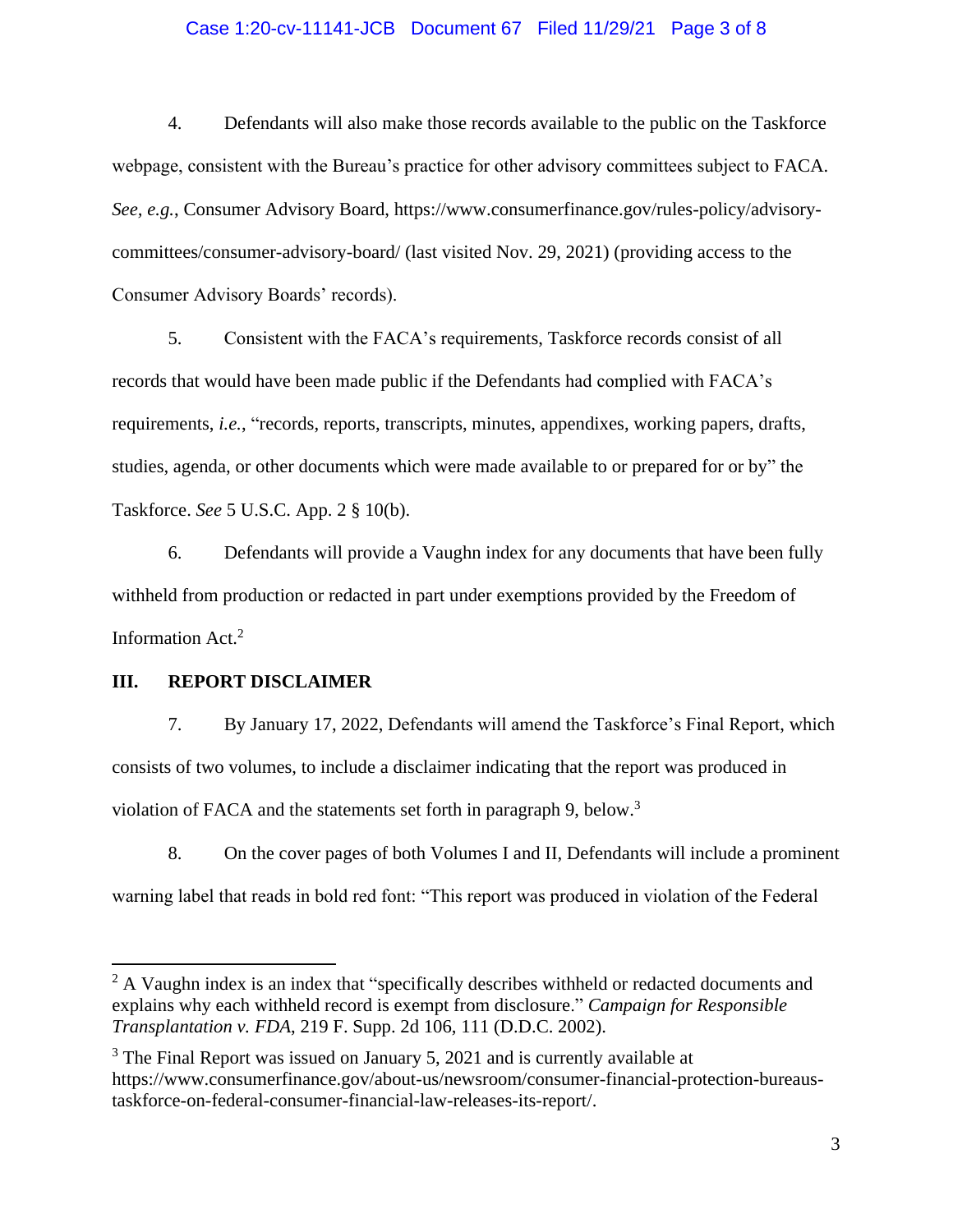4. Defendants will also make those records available to the public on the Taskforce webpage, consistent with the Bureau's practice for other advisory committees subject to FACA. *See, e.g.*, Consumer Advisory Board, https://www.consumerfinance.gov/rules-policy/advisory-committees/consumer-advisory-board/ (last visited Nov. 29, 2021) (providing access to the Consumer Advisory Boards' records).

5. Consistent with the FACA's requirements, Taskforce records consist of all records that would have been made public if the Defendants had complied with FACA's requirements, *i.e.*, "records, reports, transcripts, minutes, appendixes, working papers, drafts, studies, agenda, or other documents which were made available to or prepared for or by" the Taskforce. *See* 5 U.S.C. App. 2 § 10(b).

6. Defendants will provide a Vaughn index for any documents that have been fully withheld from production or redacted in part under exemptions provided by the Freedom of Information Act.[2]

## III. REPORT DISCLAIMER

7. By January 17, 2022, Defendants will amend the Taskforce's Final Report, which consists of two volumes, to include a disclaimer indicating that the report was produced in violation of FACA and the statements set forth in paragraph 9, below.[3]

8. On the cover pages of both Volumes I and II, Defendants will include a prominent warning label that reads in bold red font: "This report was produced in violation of the Federal

---

[2] A Vaughn index is an index that "specifically describes withheld or redacted documents and explains why each withheld record is exempt from disclosure." *Campaign for Responsible Transplantation v. FDA*, 219 F. Supp. 2d 106, 111 (D.D.C. 2002).

[3] The Final Report was issued on January 5, 2021 and is currently available at https://www.consumerfinance.gov/about-us/newsroom/consumer-financial-protection-bureaus-taskforce-on-federal-consumer-financial-law-releases-its-report/.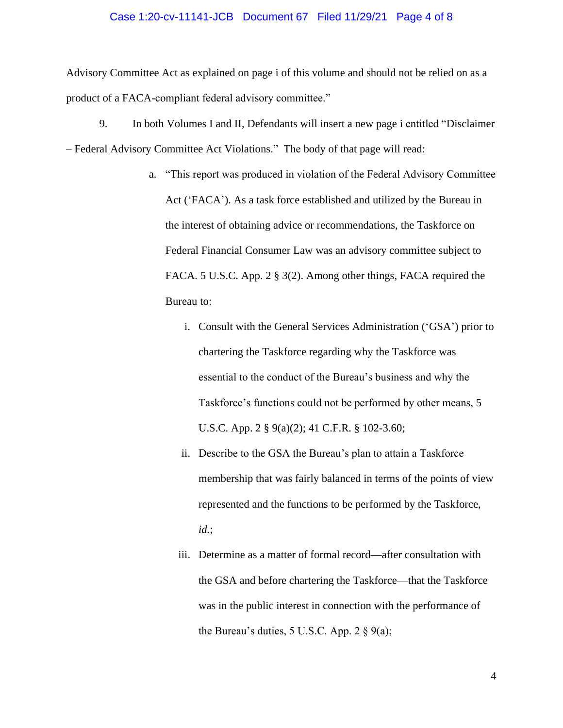Advisory Committee Act as explained on page i of this volume and should not be relied on as a product of a FACA-compliant federal advisory committee."

9. In both Volumes I and II, Defendants will insert a new page i entitled "Disclaimer – Federal Advisory Committee Act Violations." The body of that page will read:

a. "This report was produced in violation of the Federal Advisory Committee Act ('FACA'). As a task force established and utilized by the Bureau in the interest of obtaining advice or recommendations, the Taskforce on Federal Financial Consumer Law was an advisory committee subject to FACA. 5 U.S.C. App. 2 § 3(2). Among other things, FACA required the Bureau to:

   i. Consult with the General Services Administration ('GSA') prior to chartering the Taskforce regarding why the Taskforce was essential to the conduct of the Bureau's business and why the Taskforce's functions could not be performed by other means, 5 U.S.C. App. 2 § 9(a)(2); 41 C.F.R. § 102-3.60;

   ii. Describe to the GSA the Bureau's plan to attain a Taskforce membership that was fairly balanced in terms of the points of view represented and the functions to be performed by the Taskforce, *id.*;

   iii. Determine as a matter of formal record—after consultation with the GSA and before chartering the Taskforce—that the Taskforce was in the public interest in connection with the performance of the Bureau's duties, 5 U.S.C. App. 2 § 9(a);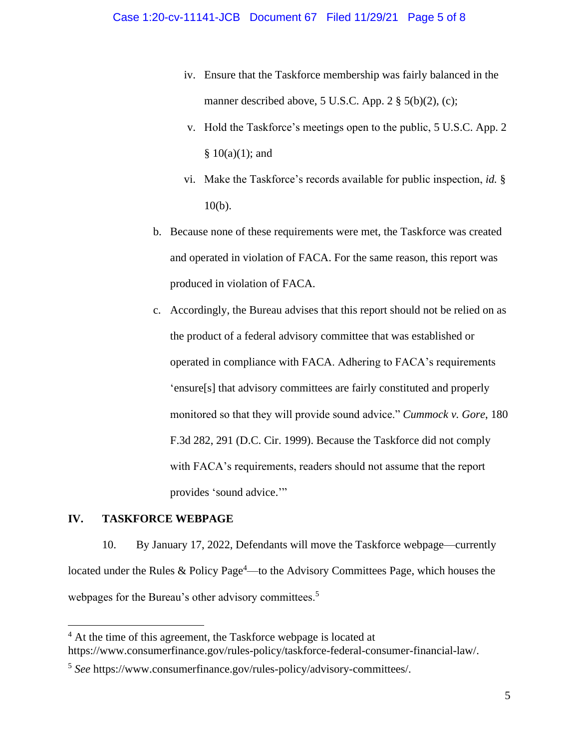iv. Ensure that the Taskforce membership was fairly balanced in the manner described above, 5 U.S.C. App. 2 § 5(b)(2), (c);

v. Hold the Taskforce's meetings open to the public, 5 U.S.C. App. 2 § 10(a)(1); and

vi. Make the Taskforce's records available for public inspection, *id.* § 10(b).

b. Because none of these requirements were met, the Taskforce was created and operated in violation of FACA. For the same reason, this report was produced in violation of FACA.

c. Accordingly, the Bureau advises that this report should not be relied on as the product of a federal advisory committee that was established or operated in compliance with FACA. Adhering to FACA's requirements 'ensure[s] that advisory committees are fairly constituted and properly monitored so that they will provide sound advice." *Cummock v. Gore*, 180 F.3d 282, 291 (D.C. Cir. 1999). Because the Taskforce did not comply with FACA's requirements, readers should not assume that the report provides 'sound advice.'"

## IV. TASKFORCE WEBPAGE

10. By January 17, 2022, Defendants will move the Taskforce webpage—currently located under the Rules & Policy Page[4]—to the Advisory Committees Page, which houses the webpages for the Bureau's other advisory committees.[5]

---

[4] At the time of this agreement, the Taskforce webpage is located at https://www.consumerfinance.gov/rules-policy/taskforce-federal-consumer-financial-law/.

[5] *See* https://www.consumerfinance.gov/rules-policy/advisory-committees/.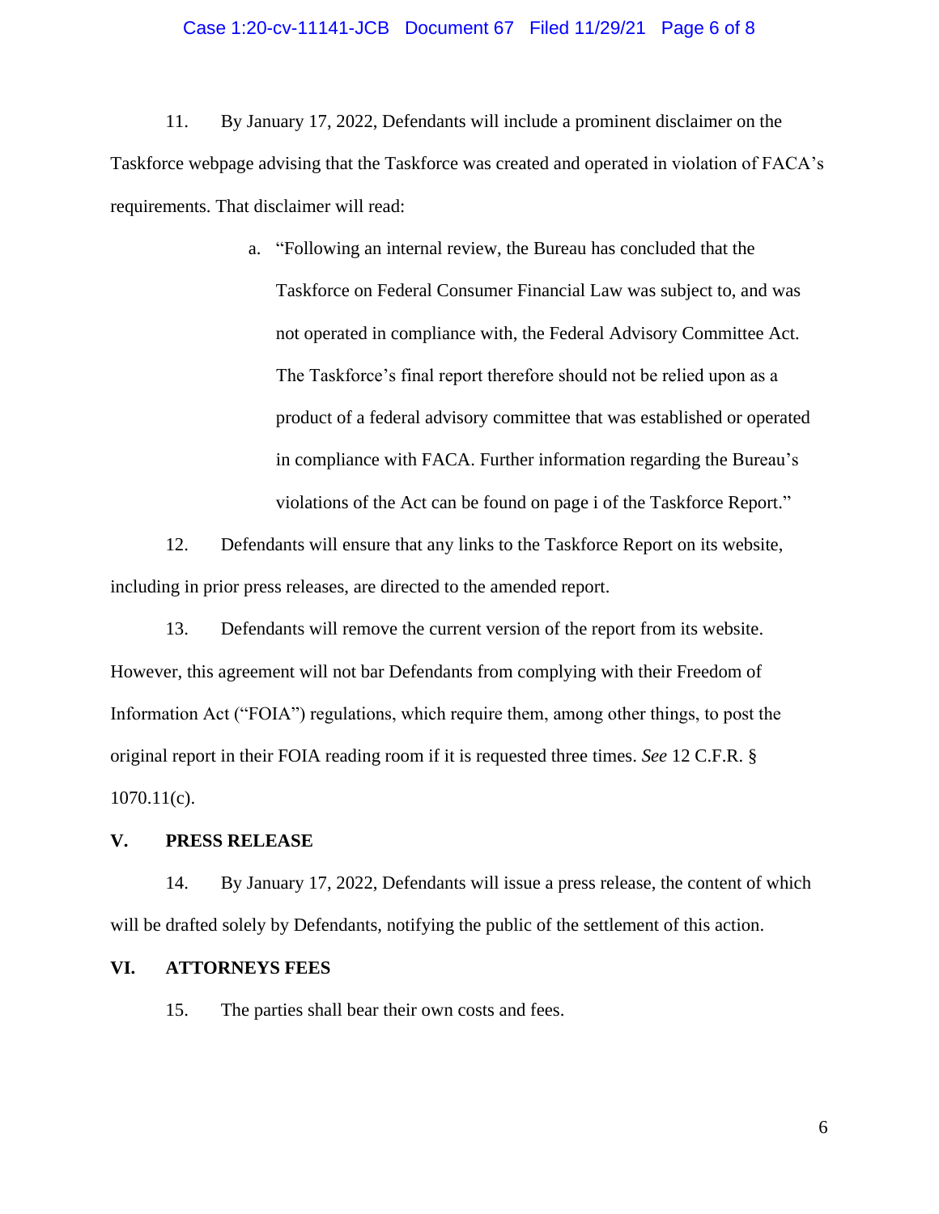11. By January 17, 2022, Defendants will include a prominent disclaimer on the Taskforce webpage advising that the Taskforce was created and operated in violation of FACA's requirements. That disclaimer will read:

   a. "Following an internal review, the Bureau has concluded that the Taskforce on Federal Consumer Financial Law was subject to, and was not operated in compliance with, the Federal Advisory Committee Act. The Taskforce's final report therefore should not be relied upon as a product of a federal advisory committee that was established or operated in compliance with FACA. Further information regarding the Bureau's violations of the Act can be found on page i of the Taskforce Report."

12. Defendants will ensure that any links to the Taskforce Report on its website, including in prior press releases, are directed to the amended report.

13. Defendants will remove the current version of the report from its website. However, this agreement will not bar Defendants from complying with their Freedom of Information Act ("FOIA") regulations, which require them, among other things, to post the original report in their FOIA reading room if it is requested three times. *See* 12 C.F.R. § 1070.11(c).

## V. PRESS RELEASE

14. By January 17, 2022, Defendants will issue a press release, the content of which will be drafted solely by Defendants, notifying the public of the settlement of this action.

## VI. ATTORNEYS FEES

15. The parties shall bear their own costs and fees.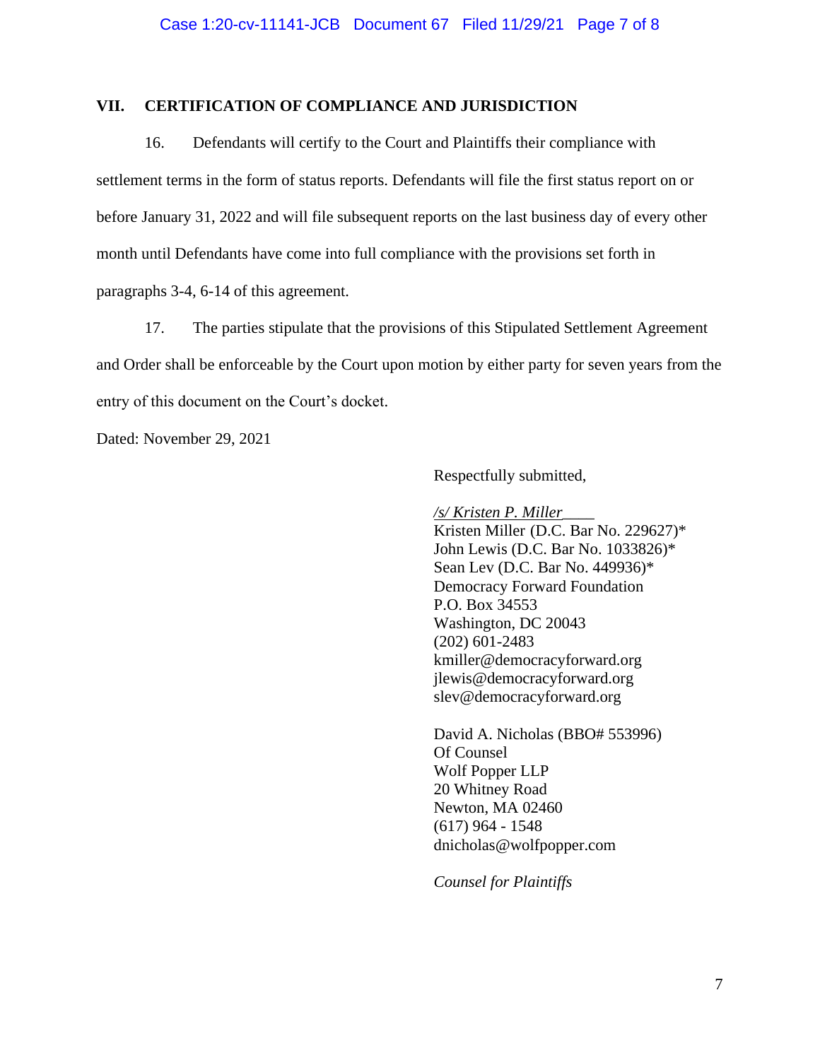## VII. CERTIFICATION OF COMPLIANCE AND JURISDICTION

16. Defendants will certify to the Court and Plaintiffs their compliance with settlement terms in the form of status reports. Defendants will file the first status report on or before January 31, 2022 and will file subsequent reports on the last business day of every other month until Defendants have come into full compliance with the provisions set forth in paragraphs 3-4, 6-14 of this agreement.

17. The parties stipulate that the provisions of this Stipulated Settlement Agreement and Order shall be enforceable by the Court upon motion by either party for seven years from the entry of this document on the Court's docket.

Dated: November 29, 2021

Respectfully submitted,

*/s/ Kristen P. Miller*____
Kristen Miller (D.C. Bar No. 229627)*
John Lewis (D.C. Bar No. 1033826)*
Sean Lev (D.C. Bar No. 449936)*
Democracy Forward Foundation
P.O. Box 34553
Washington, DC 20043
(202) 601-2483
kmiller@democracyforward.org
jlewis@democracyforward.org
slev@democracyforward.org

David A. Nicholas (BBO# 553996)
Of Counsel
Wolf Popper LLP
20 Whitney Road
Newton, MA 02460
(617) 964 - 1548
dnicholas@wolfpopper.com

*Counsel for Plaintiffs*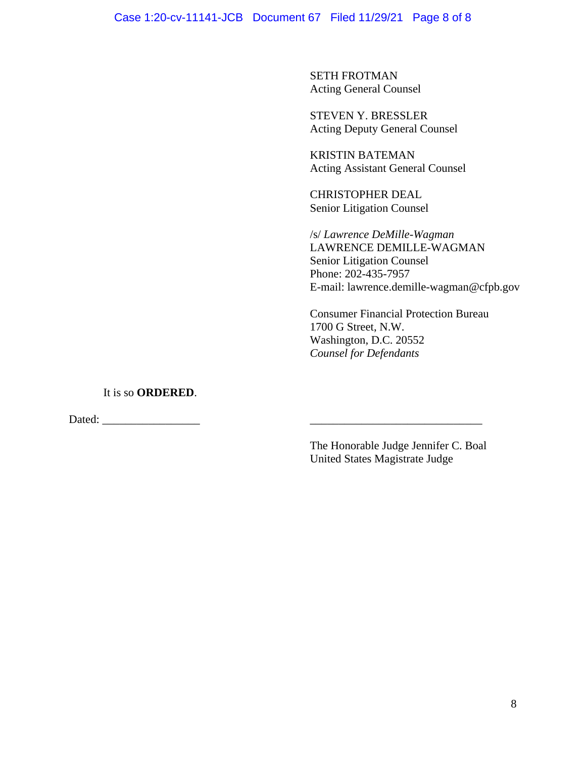SETH FROTMAN
Acting General Counsel

STEVEN Y. BRESSLER
Acting Deputy General Counsel

KRISTIN BATEMAN
Acting Assistant General Counsel

CHRISTOPHER DEAL
Senior Litigation Counsel

/s/ *Lawrence DeMille-Wagman*
LAWRENCE DEMILLE-WAGMAN
Senior Litigation Counsel
Phone: 202-435-7957
E-mail: lawrence.demille-wagman@cfpb.gov

Consumer Financial Protection Bureau
1700 G Street, N.W.
Washington, D.C. 20552
*Counsel for Defendants*

It is so **ORDERED**.

Dated: _________________ ______________________________

The Honorable Judge Jennifer C. Boal
United States Magistrate Judge